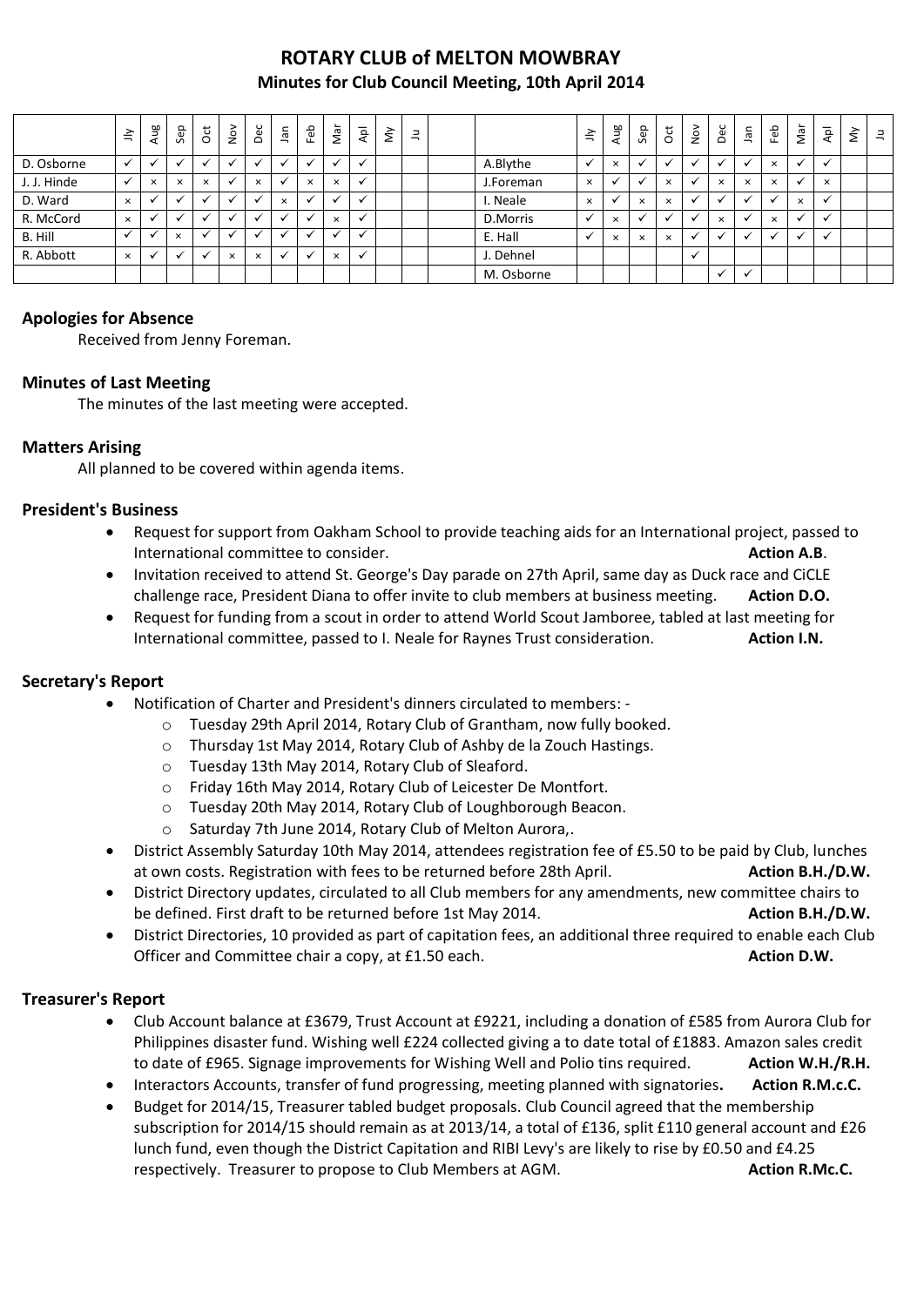# ROTARY CLUB of MELTON MOWBRAY

## Minutes for Club Council Meeting, 10th April 2014

| | Jly | Aug | Sep | Oct | Nov | Dec | Jan | Feb | Mar | Apl | My | Ju | | | Jly | Aug | Sep | Oct | Nov | Dec | Jan | Feb | Mar | Apl | My | Ju |
|---|---|---|---|---|---|---|---|---|---|---|---|---|---|---|---|---|---|---|---|---|---|---|---|---|---|---|
| D. Osborne | ✓ | ✓ | ✓ | ✓ | ✓ | ✓ | ✓ | ✓ | ✓ | ✓ | | | | A.Blythe | ✓ | × | ✓ | ✓ | ✓ | ✓ | ✓ | × | ✓ | ✓ | | |
| J. J. Hinde | ✓ | × | × | × | ✓ | × | ✓ | × | × | ✓ | | | | J.Foreman | × | ✓ | ✓ | × | ✓ | × | × | × | ✓ | × | | |
| D. Ward | × | ✓ | ✓ | ✓ | ✓ | ✓ | × | ✓ | ✓ | ✓ | | | | I. Neale | × | ✓ | × | × | ✓ | ✓ | ✓ | ✓ | × | ✓ | | |
| R. McCord | × | ✓ | ✓ | ✓ | ✓ | ✓ | ✓ | ✓ | × | ✓ | | | | D.Morris | ✓ | × | ✓ | ✓ | ✓ | × | ✓ | × | ✓ | ✓ | | |
| B. Hill | ✓ | ✓ | × | ✓ | ✓ | ✓ | ✓ | ✓ | ✓ | ✓ | | | | E. Hall | ✓ | × | × | × | ✓ | ✓ | ✓ | ✓ | ✓ | ✓ | | |
| R. Abbott | × | ✓ | ✓ | ✓ | × | × | ✓ | ✓ | × | ✓ | | | | J. Dehnel | | | | | ✓ | | | | | | | |
| | | | | | | | | | | | | | | M. Osborne | | | | | | ✓ | ✓ | | | | | |

### Apologies for Absence

Received from Jenny Foreman.

### Minutes of Last Meeting

The minutes of the last meeting were accepted.

### Matters Arising

All planned to be covered within agenda items.

### President's Business

- Request for support from Oakham School to provide teaching aids for an International project, passed to International committee to consider. **Action A.B**.
- Invitation received to attend St. George's Day parade on 27th April, same day as Duck race and CiCLE challenge race, President Diana to offer invite to club members at business meeting. **Action D.O.**
- Request for funding from a scout in order to attend World Scout Jamboree, tabled at last meeting for International committee, passed to I. Neale for Raynes Trust consideration. **Action I.N.**

### Secretary's Report

- Notification of Charter and President's dinners circulated to members: -
  - Tuesday 29th April 2014, Rotary Club of Grantham, now fully booked.
  - Thursday 1st May 2014, Rotary Club of Ashby de la Zouch Hastings.
  - Tuesday 13th May 2014, Rotary Club of Sleaford.
  - Friday 16th May 2014, Rotary Club of Leicester De Montfort.
  - Tuesday 20th May 2014, Rotary Club of Loughborough Beacon.
  - Saturday 7th June 2014, Rotary Club of Melton Aurora,.
- District Assembly Saturday 10th May 2014, attendees registration fee of £5.50 to be paid by Club, lunches at own costs. Registration with fees to be returned before 28th April. **Action B.H./D.W.**
- District Directory updates, circulated to all Club members for any amendments, new committee chairs to be defined. First draft to be returned before 1st May 2014. **Action B.H./D.W.**
- District Directories, 10 provided as part of capitation fees, an additional three required to enable each Club Officer and Committee chair a copy, at £1.50 each. **Action D.W.**

### Treasurer's Report

- Club Account balance at £3679, Trust Account at £9221, including a donation of £585 from Aurora Club for Philippines disaster fund. Wishing well £224 collected giving a to date total of £1883. Amazon sales credit to date of £965. Signage improvements for Wishing Well and Polio tins required. **Action W.H./R.H.**
- Interactors Accounts, transfer of fund progressing, meeting planned with signatories**.** **Action R.M.c.C.**
- Budget for 2014/15, Treasurer tabled budget proposals. Club Council agreed that the membership subscription for 2014/15 should remain as at 2013/14, a total of £136, split £110 general account and £26 lunch fund, even though the District Capitation and RIBI Levy's are likely to rise by £0.50 and £4.25 respectively. Treasurer to propose to Club Members at AGM. **Action R.Mc.C.**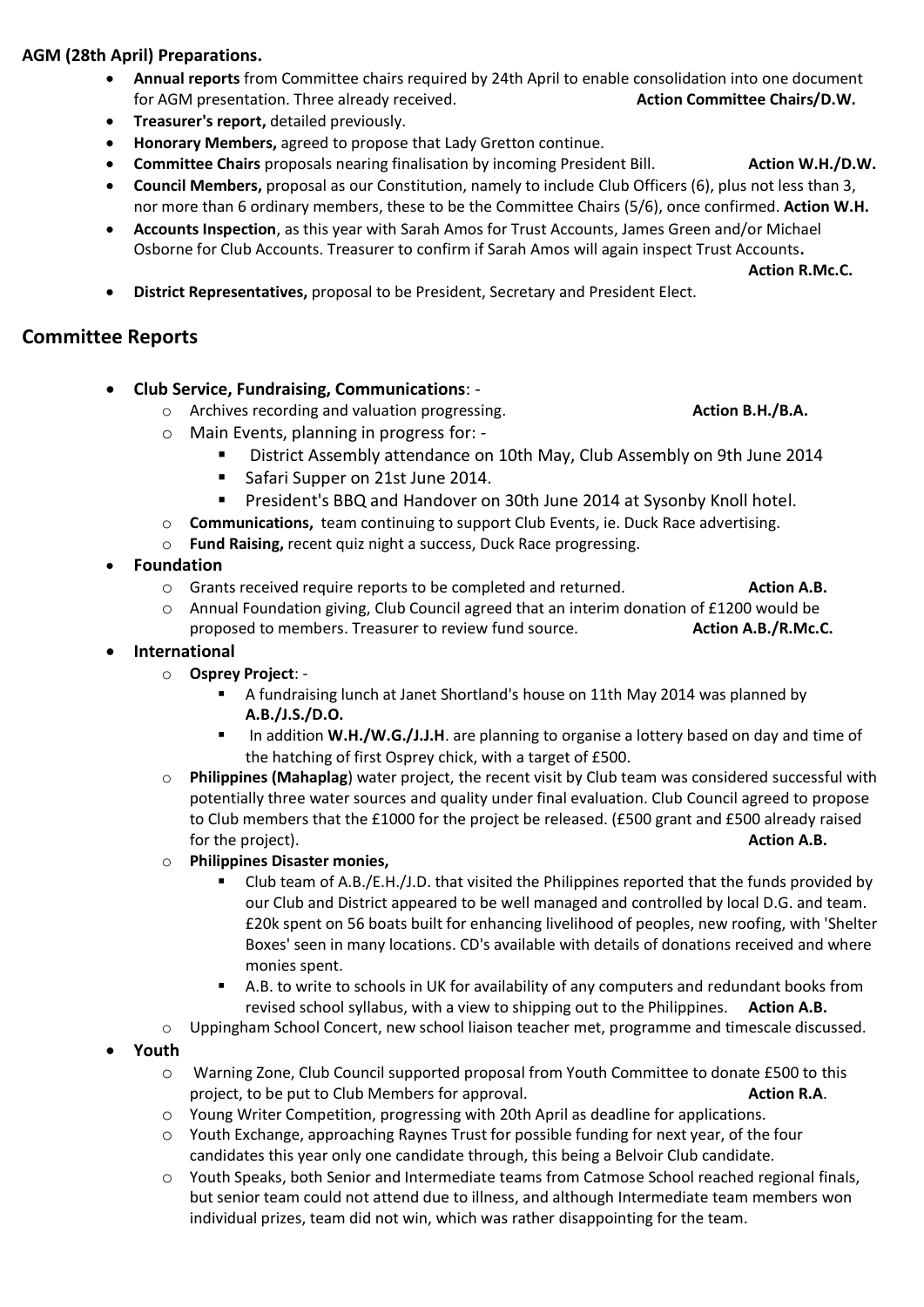**AGM (28th April) Preparations.**

- **Annual reports** from Committee chairs required by 24th April to enable consolidation into one document for AGM presentation. Three already received. **Action Committee Chairs/D.W.**
- **Treasurer's report,** detailed previously.
- **Honorary Members,** agreed to propose that Lady Gretton continue.
- **Committee Chairs** proposals nearing finalisation by incoming President Bill. **Action W.H./D.W.**
- **Council Members,** proposal as our Constitution, namely to include Club Officers (6), plus not less than 3, nor more than 6 ordinary members, these to be the Committee Chairs (5/6), once confirmed. **Action W.H.**
- **Accounts Inspection**, as this year with Sarah Amos for Trust Accounts, James Green and/or Michael Osborne for Club Accounts. Treasurer to confirm if Sarah Amos will again inspect Trust Accounts**.** **Action R.Mc.C.**
- **District Representatives,** proposal to be President, Secretary and President Elect.

## Committee Reports

- **Club Service, Fundraising, Communications**: -
  - Archives recording and valuation progressing. **Action B.H./B.A.**
  - Main Events, planning in progress for: -
    - District Assembly attendance on 10th May, Club Assembly on 9th June 2014
    - Safari Supper on 21st June 2014.
    - President's BBQ and Handover on 30th June 2014 at Sysonby Knoll hotel.
  - **Communications,** team continuing to support Club Events, ie. Duck Race advertising.
  - **Fund Raising,** recent quiz night a success, Duck Race progressing.
- **Foundation**
  - Grants received require reports to be completed and returned. **Action A.B.**
  - Annual Foundation giving, Club Council agreed that an interim donation of £1200 would be proposed to members. Treasurer to review fund source. **Action A.B./R.Mc.C.**
- **International**
  - **Osprey Project**: -
    - A fundraising lunch at Janet Shortland's house on 11th May 2014 was planned by **A.B./J.S./D.O.**
    - In addition **W.H./W.G./J.J.H**. are planning to organise a lottery based on day and time of the hatching of first Osprey chick, with a target of £500.
  - **Philippines (Mahaplag**) water project, the recent visit by Club team was considered successful with potentially three water sources and quality under final evaluation. Club Council agreed to propose to Club members that the £1000 for the project be released. (£500 grant and £500 already raised for the project). **Action A.B.**
  - **Philippines Disaster monies,**
    - Club team of A.B./E.H./J.D. that visited the Philippines reported that the funds provided by our Club and District appeared to be well managed and controlled by local D.G. and team. £20k spent on 56 boats built for enhancing livelihood of peoples, new roofing, with 'Shelter Boxes' seen in many locations. CD's available with details of donations received and where monies spent.
    - A.B. to write to schools in UK for availability of any computers and redundant books from revised school syllabus, with a view to shipping out to the Philippines. **Action A.B.**
  - Uppingham School Concert, new school liaison teacher met, programme and timescale discussed.
- **Youth**
  - Warning Zone, Club Council supported proposal from Youth Committee to donate £500 to this project, to be put to Club Members for approval. **Action R.A**.
  - Young Writer Competition, progressing with 20th April as deadline for applications.
  - Youth Exchange, approaching Raynes Trust for possible funding for next year, of the four candidates this year only one candidate through, this being a Belvoir Club candidate.
  - Youth Speaks, both Senior and Intermediate teams from Catmose School reached regional finals, but senior team could not attend due to illness, and although Intermediate team members won individual prizes, team did not win, which was rather disappointing for the team.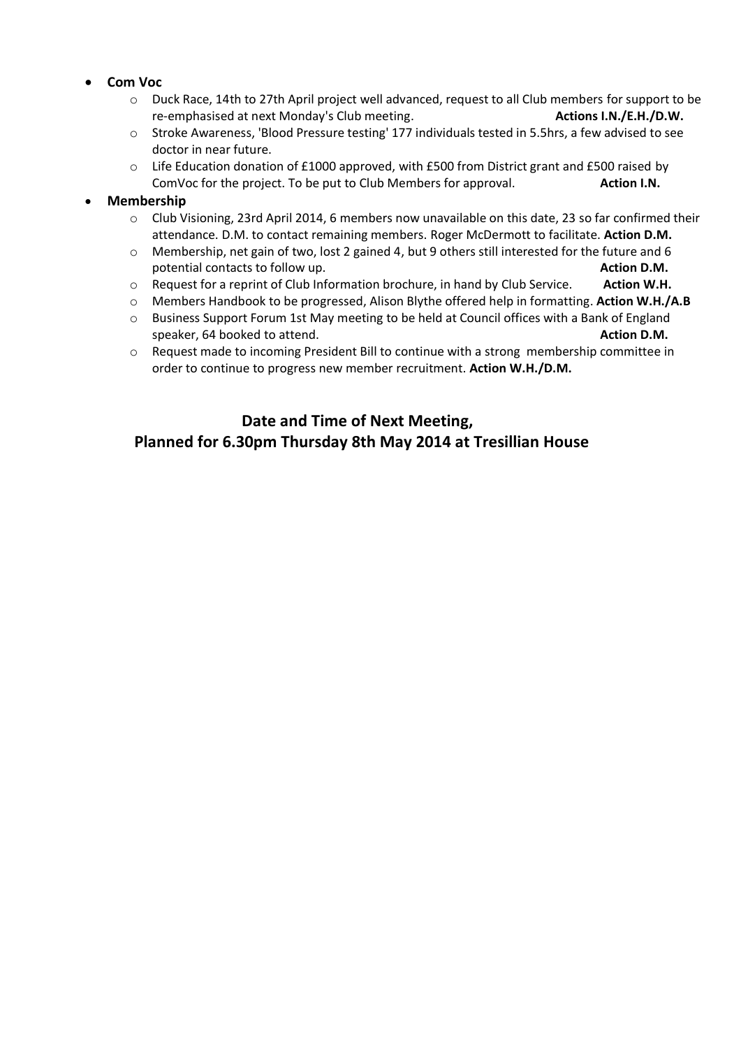- **Com Voc**
  - Duck Race, 14th to 27th April project well advanced, request to all Club members for support to be re-emphasised at next Monday's Club meeting. **Actions I.N./E.H./D.W.**
  - Stroke Awareness, 'Blood Pressure testing' 177 individuals tested in 5.5hrs, a few advised to see doctor in near future.
  - Life Education donation of £1000 approved, with £500 from District grant and £500 raised by ComVoc for the project. To be put to Club Members for approval. **Action I.N.**
- **Membership**
  - Club Visioning, 23rd April 2014, 6 members now unavailable on this date, 23 so far confirmed their attendance. D.M. to contact remaining members. Roger McDermott to facilitate. **Action D.M.**
  - Membership, net gain of two, lost 2 gained 4, but 9 others still interested for the future and 6 potential contacts to follow up. **Action D.M.**
  - Request for a reprint of Club Information brochure, in hand by Club Service. **Action W.H.**
  - Members Handbook to be progressed, Alison Blythe offered help in formatting. **Action W.H./A.B**
  - Business Support Forum 1st May meeting to be held at Council offices with a Bank of England speaker, 64 booked to attend. **Action D.M.**
  - Request made to incoming President Bill to continue with a strong membership committee in order to continue to progress new member recruitment. **Action W.H./D.M.**

**Date and Time of Next Meeting,**
**Planned for 6.30pm Thursday 8th May 2014 at Tresillian House**